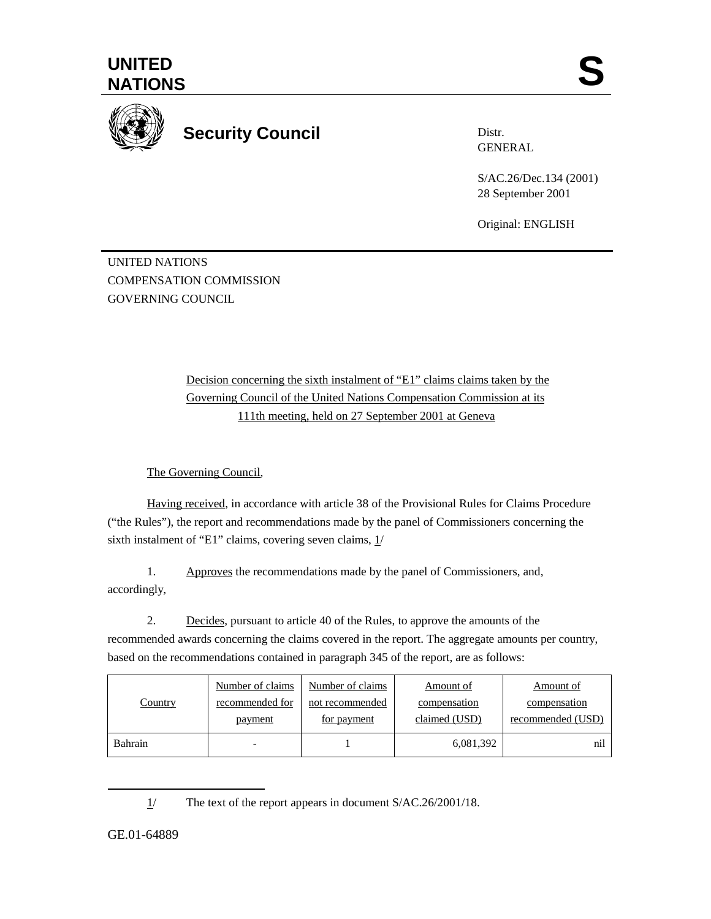# UNITED NATIONS

# S

## Security Council

Distr.
GENERAL

S/AC.26/Dec.134 (2001)
28 September 2001

Original: ENGLISH

UNITED NATIONS
COMPENSATION COMMISSION
GOVERNING COUNCIL

Decision concerning the sixth instalment of "E1" claims claims taken by the Governing Council of the United Nations Compensation Commission at its 111th meeting, held on 27 September 2001 at Geneva

The Governing Council,

Having received, in accordance with article 38 of the Provisional Rules for Claims Procedure ("the Rules"), the report and recommendations made by the panel of Commissioners concerning the sixth instalment of "E1" claims, covering seven claims, 1/

1. Approves the recommendations made by the panel of Commissioners, and, accordingly,

2. Decides, pursuant to article 40 of the Rules, to approve the amounts of the recommended awards concerning the claims covered in the report. The aggregate amounts per country, based on the recommendations contained in paragraph 345 of the report, are as follows:

| Country | Number of claims recommended for payment | Number of claims not recommended for payment | Amount of compensation claimed (USD) | Amount of compensation recommended (USD) |
|---|---|---|---|---|
| Bahrain | - | 1 | 6,081,392 | nil |

1/ The text of the report appears in document S/AC.26/2001/18.

GE.01-64889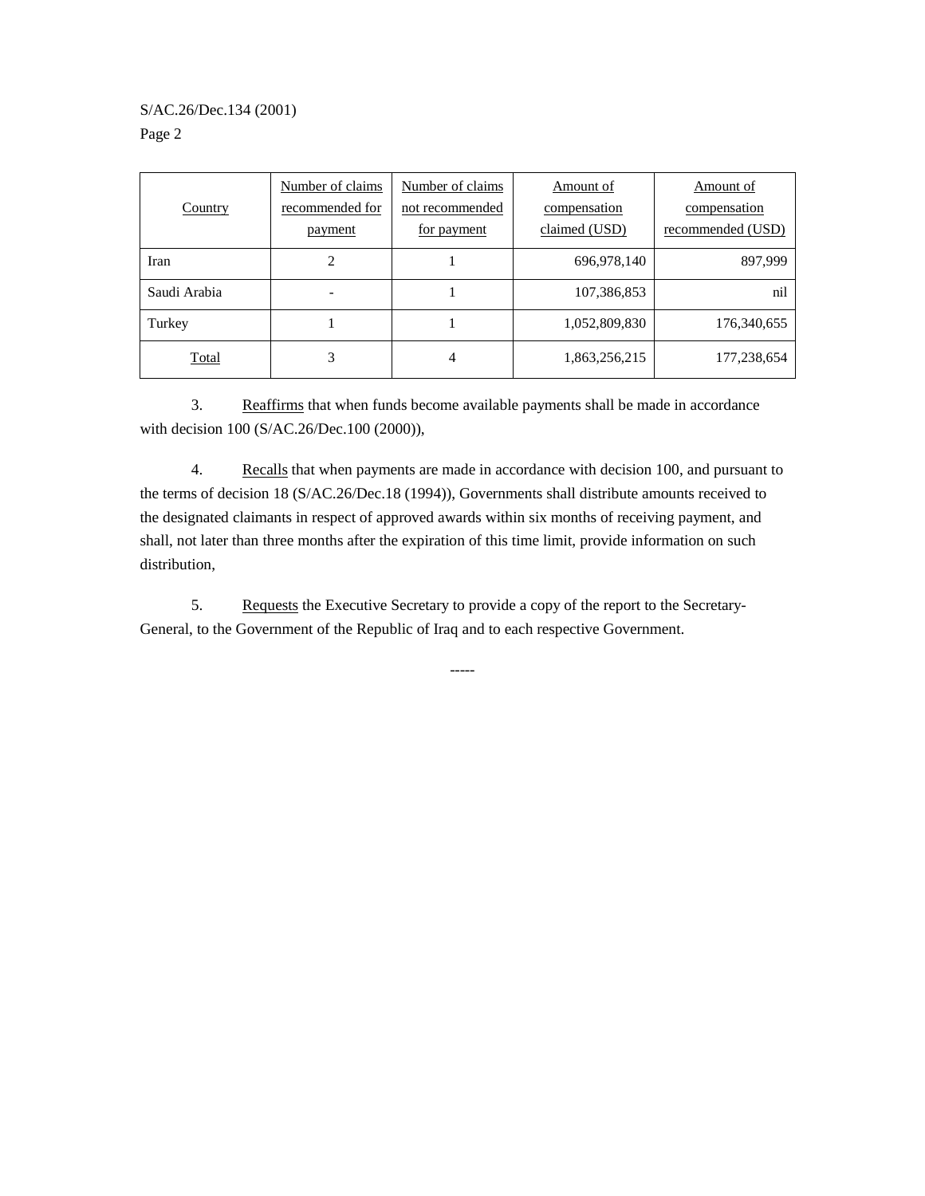| Country | Number of claims recommended for payment | Number of claims not recommended for payment | Amount of compensation claimed (USD) | Amount of compensation recommended (USD) |
|---|---|---|---|---|
| Iran | 2 | 1 | 696,978,140 | 897,999 |
| Saudi Arabia | - | 1 | 107,386,853 | nil |
| Turkey | 1 | 1 | 1,052,809,830 | 176,340,655 |
| Total | 3 | 4 | 1,863,256,215 | 177,238,654 |

3. Reaffirms that when funds become available payments shall be made in accordance with decision 100 (S/AC.26/Dec.100 (2000)),

4. Recalls that when payments are made in accordance with decision 100, and pursuant to the terms of decision 18 (S/AC.26/Dec.18 (1994)), Governments shall distribute amounts received to the designated claimants in respect of approved awards within six months of receiving payment, and shall, not later than three months after the expiration of this time limit, provide information on such distribution,

5. Requests the Executive Secretary to provide a copy of the report to the Secretary-General, to the Government of the Republic of Iraq and to each respective Government.

-----